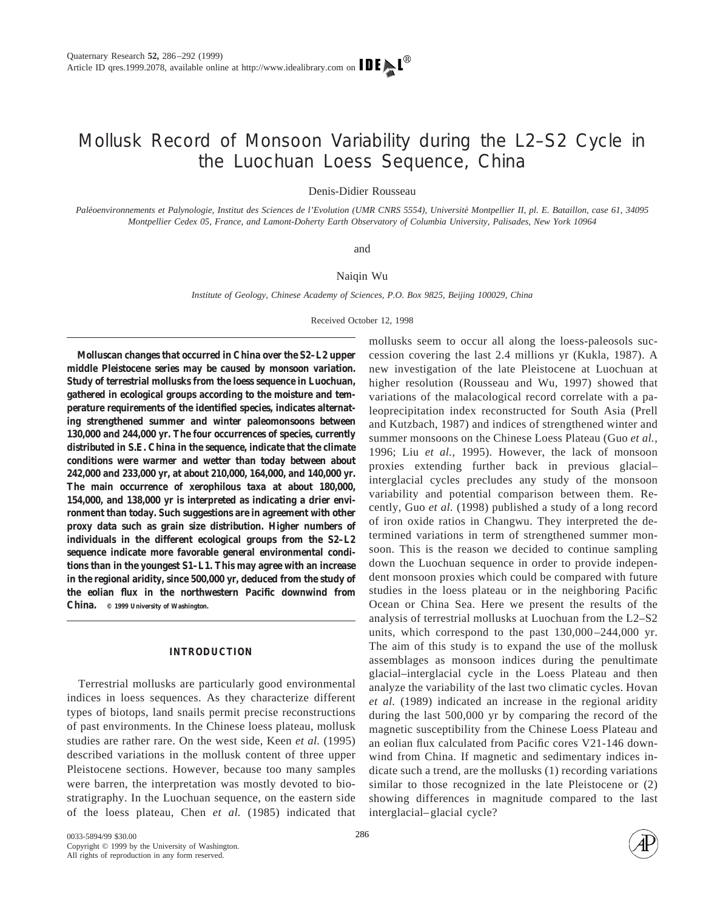# Mollusk Record of Monsoon Variability during the L2–S2 Cycle in the Luochuan Loess Sequence, China

Denis-Didier Rousseau

*Paléoenvironnements et Palynologie, Institut des Sciences de l'Evolution (UMR CNRS 5554), Université Montpellier II, pl. E. Bataillon, case 61, 34095 Montpellier Cedex 05, France, and Lamont-Doherty Earth Observatory of Columbia University, Palisades, New York 10964*

and

Naiqin Wu

*Institute of Geology, Chinese Academy of Sciences, P.O. Box 9825, Beijing 100029, China*

Received October 12, 1998

**Molluscan changes that occurred in China over the S2–L2 upper middle Pleistocene series may be caused by monsoon variation. Study of terrestrial mollusks from the loess sequence in Luochuan, gathered in ecological groups according to the moisture and temperature requirements of the identified species, indicates alternating strengthened summer and winter paleomonsoons between 130,000 and 244,000 yr. The four occurrences of species, currently distributed in S.E. China in the sequence, indicate that the climate conditions were warmer and wetter than today between about 242,000 and 233,000 yr, at about 210,000, 164,000, and 140,000 yr. The main occurrence of xerophilous taxa at about 180,000, 154,000, and 138,000 yr is interpreted as indicating a drier environment than today. Such suggestions are in agreement with other proxy data such as grain size distribution. Higher numbers of individuals in the different ecological groups from the S2–L2 sequence indicate more favorable general environmental conditions than in the youngest S1–L1. This may agree with an increase in the regional aridity, since 500,000 yr, deduced from the study of the eolian flux in the northwestern Pacific downwind from China.** © 1999 University of Washington.

## INTRODUCTION

Terrestrial mollusks are particularly good environmental indices in loess sequences. As they characterize different types of biotops, land snails permit precise reconstructions of past environments. In the Chinese loess plateau, mollusk studies are rather rare. On the west side, Keen *et al.* (1995) described variations in the mollusk content of three upper Pleistocene sections. However, because too many samples were barren, the interpretation was mostly devoted to biostratigraphy. In the Luochuan sequence, on the eastern side of the loess plateau, Chen *et al.* (1985) indicated that mollusks seem to occur all along the loess-paleosols succession covering the last 2.4 millions yr (Kukla, 1987). A new investigation of the late Pleistocene at Luochuan at higher resolution (Rousseau and Wu, 1997) showed that variations of the malacological record correlate with a paleoprecipitation index reconstructed for South Asia (Prell and Kutzbach, 1987) and indices of strengthened winter and summer monsoons on the Chinese Loess Plateau (Guo *et al.*, 1996; Liu *et al.*, 1995). However, the lack of monsoon proxies extending further back in previous glacial–interglacial cycles precludes any study of the monsoon variability and potential comparison between them. Recently, Guo *et al.* (1998) published a study of a long record of iron oxide ratios in Changwu. They interpreted the determined variations in term of strengthened summer monsoon. This is the reason we decided to continue sampling down the Luochuan sequence in order to provide independent monsoon proxies which could be compared with future studies in the loess plateau or in the neighboring Pacific Ocean or China Sea. Here we present the results of the analysis of terrestrial mollusks at Luochuan from the L2–S2 units, which correspond to the past 130,000–244,000 yr. The aim of this study is to expand the use of the mollusk assemblages as monsoon indices during the penultimate glacial–interglacial cycle in the Loess Plateau and then analyze the variability of the last two climatic cycles. Hovan *et al.* (1989) indicated an increase in the regional aridity during the last 500,000 yr by comparing the record of the magnetic susceptibility from the Chinese Loess Plateau and an eolian flux calculated from Pacific cores V21-146 downwind from China. If magnetic and sedimentary indices indicate such a trend, are the mollusks (1) recording variations similar to those recognized in the late Pleistocene or (2) showing differences in magnitude compared to the last interglacial–glacial cycle?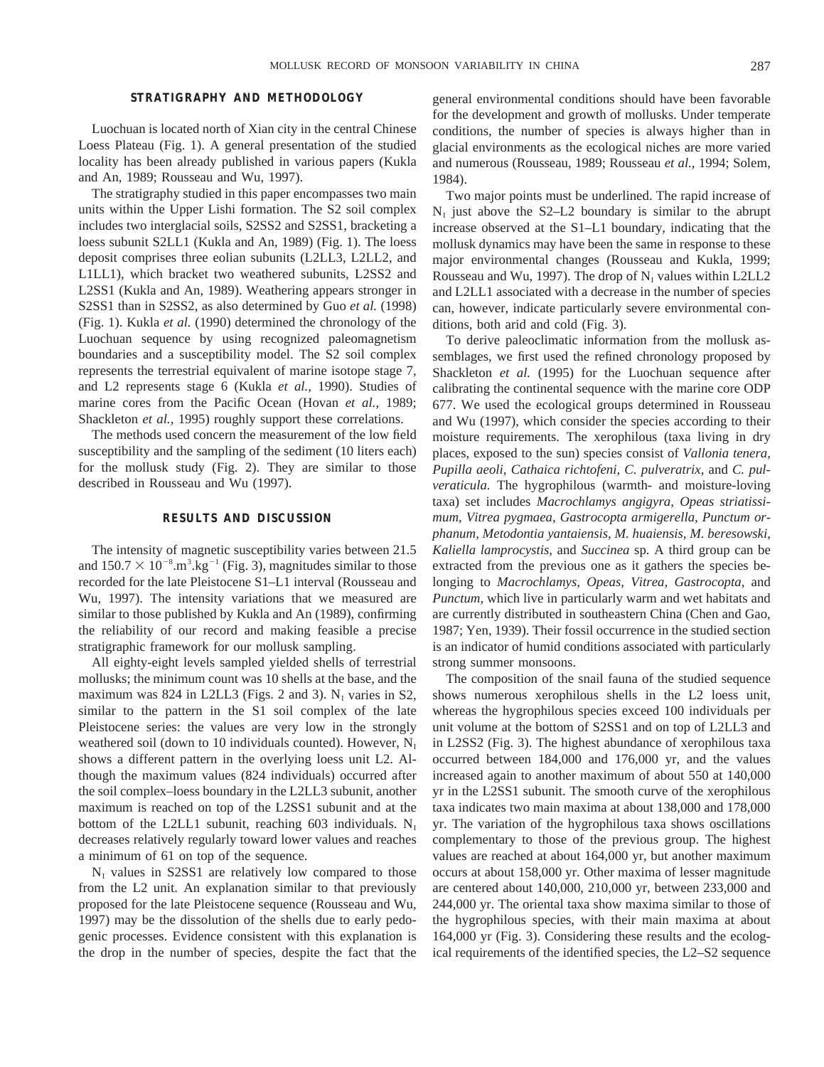## STRATIGRAPHY AND METHODOLOGY

Luochuan is located north of Xian city in the central Chinese Loess Plateau (Fig. 1). A general presentation of the studied locality has been already published in various papers (Kukla and An, 1989; Rousseau and Wu, 1997).

The stratigraphy studied in this paper encompasses two main units within the Upper Lishi formation. The S2 soil complex includes two interglacial soils, S2SS2 and S2SS1, bracketing a loess subunit S2LL1 (Kukla and An, 1989) (Fig. 1). The loess deposit comprises three eolian subunits (L2LL3, L2LL2, and L1LL1), which bracket two weathered subunits, L2SS2 and L2SS1 (Kukla and An, 1989). Weathering appears stronger in S2SS1 than in S2SS2, as also determined by Guo *et al.* (1998) (Fig. 1). Kukla *et al.* (1990) determined the chronology of the Luochuan sequence by using recognized paleomagnetism boundaries and a susceptibility model. The S2 soil complex represents the terrestrial equivalent of marine isotope stage 7, and L2 represents stage 6 (Kukla *et al.*, 1990). Studies of marine cores from the Pacific Ocean (Hovan *et al.*, 1989; Shackleton *et al.*, 1995) roughly support these correlations.

The methods used concern the measurement of the low field susceptibility and the sampling of the sediment (10 liters each) for the mollusk study (Fig. 2). They are similar to those described in Rousseau and Wu (1997).

## RESULTS AND DISCUSSION

The intensity of magnetic susceptibility varies between 21.5 and $150.7 \times 10^{-8}.m^3.kg^{-1}$ (Fig. 3), magnitudes similar to those recorded for the late Pleistocene S1–L1 interval (Rousseau and Wu, 1997). The intensity variations that we measured are similar to those published by Kukla and An (1989), confirming the reliability of our record and making feasible a precise stratigraphic framework for our mollusk sampling.

All eighty-eight levels sampled yielded shells of terrestrial mollusks; the minimum count was 10 shells at the base, and the maximum was 824 in L2LL3 (Figs. 2 and 3). $N_I$ varies in S2, similar to the pattern in the S1 soil complex of the late Pleistocene series: the values are very low in the strongly weathered soil (down to 10 individuals counted). However, $N_I$ shows a different pattern in the overlying loess unit L2. Although the maximum values (824 individuals) occurred after the soil complex–loess boundary in the L2LL3 subunit, another maximum is reached on top of the L2SS1 subunit and at the bottom of the L2LL1 subunit, reaching 603 individuals. $N_I$ decreases relatively regularly toward lower values and reaches a minimum of 61 on top of the sequence.

$N_I$ values in S2SS1 are relatively low compared to those from the L2 unit. An explanation similar to that previously proposed for the late Pleistocene sequence (Rousseau and Wu, 1997) may be the dissolution of the shells due to early pedogenic processes. Evidence consistent with this explanation is the drop in the number of species, despite the fact that the general environmental conditions should have been favorable for the development and growth of mollusks. Under temperate conditions, the number of species is always higher than in glacial environments as the ecological niches are more varied and numerous (Rousseau, 1989; Rousseau *et al.*, 1994; Solem, 1984).

Two major points must be underlined. The rapid increase of $N_I$ just above the S2–L2 boundary is similar to the abrupt increase observed at the S1–L1 boundary, indicating that the mollusk dynamics may have been the same in response to these major environmental changes (Rousseau and Kukla, 1999; Rousseau and Wu, 1997). The drop of $N_I$ values within L2LL2 and L2LL1 associated with a decrease in the number of species can, however, indicate particularly severe environmental conditions, both arid and cold (Fig. 3).

To derive paleoclimatic information from the mollusk assemblages, we first used the refined chronology proposed by Shackleton *et al.* (1995) for the Luochuan sequence after calibrating the continental sequence with the marine core ODP 677. We used the ecological groups determined in Rousseau and Wu (1997), which consider the species according to their moisture requirements. The xerophilous (taxa living in dry places, exposed to the sun) species consist of *Vallonia tenera, Pupilla aeoli, Cathaica richtofeni, C. pulveratrix,* and *C. pulveraticula.* The hygrophilous (warmth- and moisture-loving taxa) set includes *Macrochlamys angigyra, Opeas striatissimum, Vitrea pygmaea, Gastrocopta armigerella, Punctum orphanum, Metodontia yantaiensis, M. huaiensis, M. beresowski, Kaliella lamprocystis,* and *Succinea* sp. A third group can be extracted from the previous one as it gathers the species belonging to *Macrochlamys, Opeas, Vitrea, Gastrocopta,* and *Punctum,* which live in particularly warm and wet habitats and are currently distributed in southeastern China (Chen and Gao, 1987; Yen, 1939). Their fossil occurrence in the studied section is an indicator of humid conditions associated with particularly strong summer monsoons.

The composition of the snail fauna of the studied sequence shows numerous xerophilous shells in the L2 loess unit, whereas the hygrophilous species exceed 100 individuals per unit volume at the bottom of S2SS1 and on top of L2LL3 and in L2SS2 (Fig. 3). The highest abundance of xerophilous taxa occurred between 184,000 and 176,000 yr, and the values increased again to another maximum of about 550 at 140,000 yr in the L2SS1 subunit. The smooth curve of the xerophilous taxa indicates two main maxima at about 138,000 and 178,000 yr. The variation of the hygrophilous taxa shows oscillations complementary to those of the previous group. The highest values are reached at about 164,000 yr, but another maximum occurs at about 158,000 yr. Other maxima of lesser magnitude are centered about 140,000, 210,000 yr, between 233,000 and 244,000 yr. The oriental taxa show maxima similar to those of the hygrophilous species, with their main maxima at about 164,000 yr (Fig. 3). Considering these results and the ecological requirements of the identified species, the L2–S2 sequence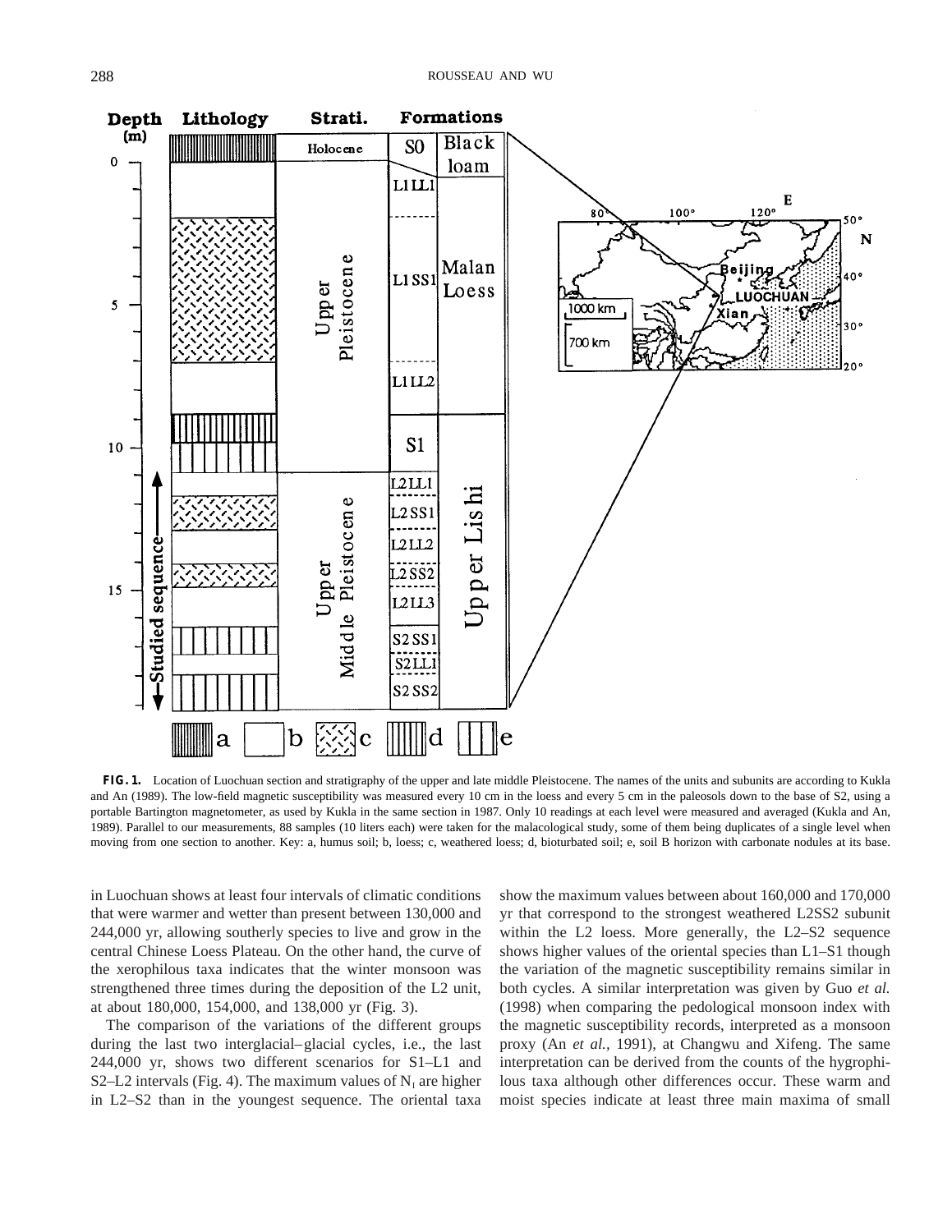**FIG. 1.** Location of Luochuan section and stratigraphy of the upper and late middle Pleistocene. The names of the units and subunits are according to Kukla and An (1989). The low-field magnetic susceptibility was measured every 10 cm in the loess and every 5 cm in the paleosols down to the base of S2, using a portable Bartington magnetometer, as used by Kukla in the same section in 1987. Only 10 readings at each level were measured and averaged (Kukla and An, 1989). Parallel to our measurements, 88 samples (10 liters each) were taken for the malacological study, some of them being duplicates of a single level when moving from one section to another. Key: a, humus soil; b, loess; c, weathered loess; d, bioturbated soil; e, soil B horizon with carbonate nodules at its base.

in Luochuan shows at least four intervals of climatic conditions that were warmer and wetter than present between 130,000 and 244,000 yr, allowing southerly species to live and grow in the central Chinese Loess Plateau. On the other hand, the curve of the xerophilous taxa indicates that the winter monsoon was strengthened three times during the deposition of the L2 unit, at about 180,000, 154,000, and 138,000 yr (Fig. 3).

The comparison of the variations of the different groups during the last two interglacial–glacial cycles, i.e., the last 244,000 yr, shows two different scenarios for S1–L1 and S2–L2 intervals (Fig. 4). The maximum values of $N_t$ are higher in L2–S2 than in the youngest sequence. The oriental taxa show the maximum values between about 160,000 and 170,000 yr that correspond to the strongest weathered L2SS2 subunit within the L2 loess. More generally, the L2–S2 sequence shows higher values of the oriental species than L1–S1 though the variation of the magnetic susceptibility remains similar in both cycles. A similar interpretation was given by Guo *et al.* (1998) when comparing the pedological monsoon index with the magnetic susceptibility records, interpreted as a monsoon proxy (An *et al.*, 1991), at Changwu and Xifeng. The same interpretation can be derived from the counts of the hygrophilous taxa although other differences occur. These warm and moist species indicate at least three main maxima of small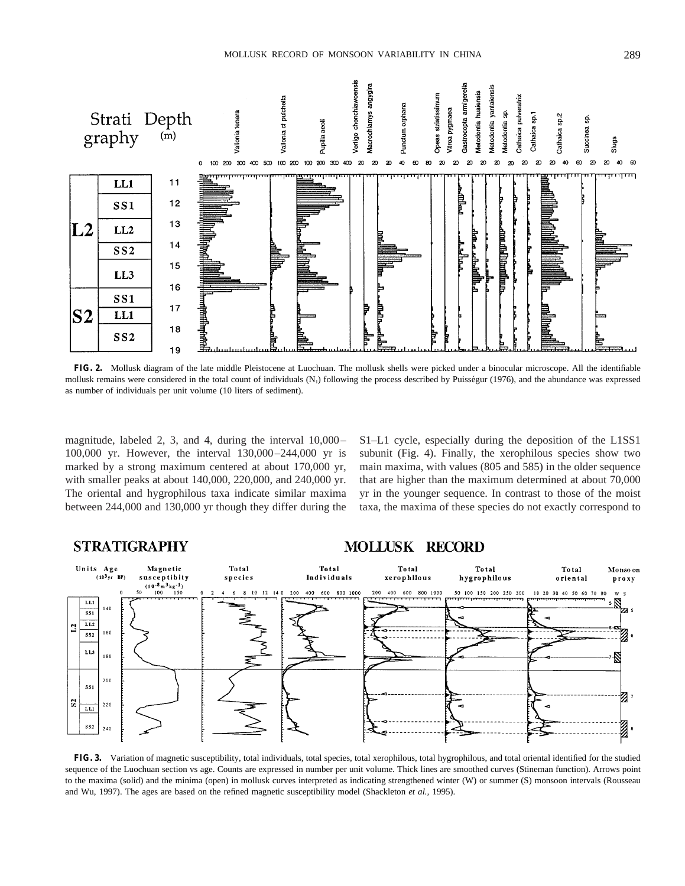**FIG. 2.** Mollusk diagram of the late middle Pleistocene at Luochuan. The mollusk shells were picked under a binocular microscope. All the identifiable mollusk remains were considered in the total count of individuals ($N_I$) following the process described by Puisségur (1976), and the abundance was expressed as number of individuals per unit volume (10 liters of sediment).

magnitude, labeled 2, 3, and 4, during the interval 10,000–100,000 yr. However, the interval 130,000–244,000 yr is marked by a strong maximum centered at about 170,000 yr, with smaller peaks at about 140,000, 220,000, and 240,000 yr. The oriental and hygrophilous taxa indicate similar maxima between 244,000 and 130,000 yr though they differ during the S1–L1 cycle, especially during the deposition of the L1SS1 subunit (Fig. 4). Finally, the xerophilous species show two main maxima, with values (805 and 585) in the older sequence that are higher than the maximum determined at about 70,000 yr in the younger sequence. In contrast to those of the moist taxa, the maxima of these species do not exactly correspond to

**FIG. 3.** Variation of magnetic susceptibility, total individuals, total species, total xerophilous, total hygrophilous, and total oriental identified for the studied sequence of the Luochuan section vs age. Counts are expressed in number per unit volume. Thick lines are smoothed curves (Stineman function). Arrows point to the maxima (solid) and the minima (open) in mollusk curves interpreted as indicating strengthened winter (W) or summer (S) monsoon intervals (Rousseau and Wu, 1997). The ages are based on the refined magnetic susceptibility model (Shackleton *et al.,* 1995).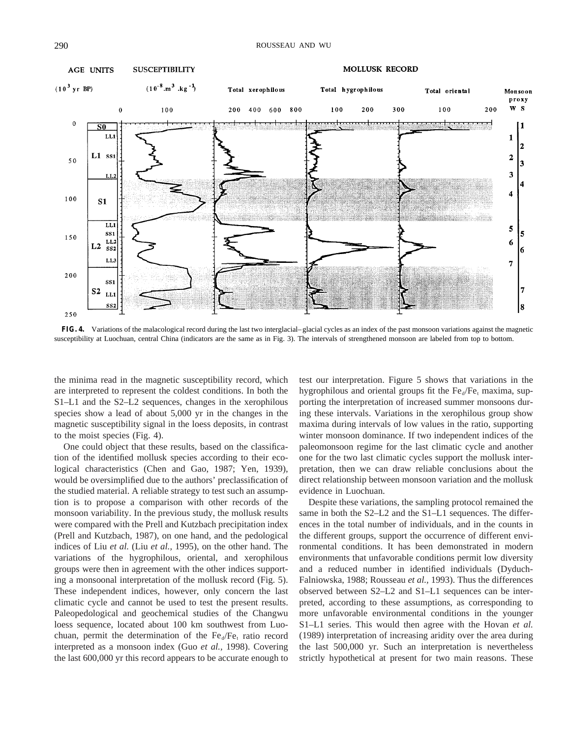**FIG. 4.** Variations of the malacological record during the last two interglacial–glacial cycles as an index of the past monsoon variations against the magnetic susceptibility at Luochuan, central China (indicators are the same as in Fig. 3). The intervals of strengthened monsoon are labeled from top to bottom.

the minima read in the magnetic susceptibility record, which are interpreted to represent the coldest conditions. In both the S1–L1 and the S2–L2 sequences, changes in the xerophilous species show a lead of about 5,000 yr in the changes in the magnetic susceptibility signal in the loess deposits, in contrast to the moist species (Fig. 4).

One could object that these results, based on the classification of the identified mollusk species according to their ecological characteristics (Chen and Gao, 1987; Yen, 1939), would be oversimplified due to the authors' preclassification of the studied material. A reliable strategy to test such an assumption is to propose a comparison with other records of the monsoon variability. In the previous study, the mollusk results were compared with the Prell and Kutzbach precipitation index (Prell and Kutzbach, 1987), on one hand, and the pedological indices of Liu *et al.* (Liu *et al.,* 1995), on the other hand. The variations of the hygrophilous, oriental, and xerophilous groups were then in agreement with the other indices supporting a monsoonal interpretation of the mollusk record (Fig. 5). These independent indices, however, only concern the last climatic cycle and cannot be used to test the present results. Paleopedological and geochemical studies of the Changwu loess sequence, located about 100 km southwest from Luochuan, permit the determination of the $Fe_d/Fe_t$ ratio record interpreted as a monsoon index (Guo *et al.,* 1998). Covering the last 600,000 yr this record appears to be accurate enough to test our interpretation. Figure 5 shows that variations in the hygrophilous and oriental groups fit the $Fe_d/Fe_t$ maxima, supporting the interpretation of increased summer monsoons during these intervals. Variations in the xerophilous group show maxima during intervals of low values in the ratio, supporting winter monsoon dominance. If two independent indices of the paleomonsoon regime for the last climatic cycle and another one for the two last climatic cycles support the mollusk interpretation, then we can draw reliable conclusions about the direct relationship between monsoon variation and the mollusk evidence in Luochuan.

Despite these variations, the sampling protocol remained the same in both the S2–L2 and the S1–L1 sequences. The differences in the total number of individuals, and in the counts in the different groups, support the occurrence of different environmental conditions. It has been demonstrated in modern environments that unfavorable conditions permit low diversity and a reduced number in identified individuals (Dyduch-Falniowska, 1988; Rousseau *et al.,* 1993). Thus the differences observed between S2–L2 and S1–L1 sequences can be interpreted, according to these assumptions, as corresponding to more unfavorable environmental conditions in the younger S1–L1 series. This would then agree with the Hovan *et al.* (1989) interpretation of increasing aridity over the area during the last 500,000 yr. Such an interpretation is nevertheless strictly hypothetical at present for two main reasons. These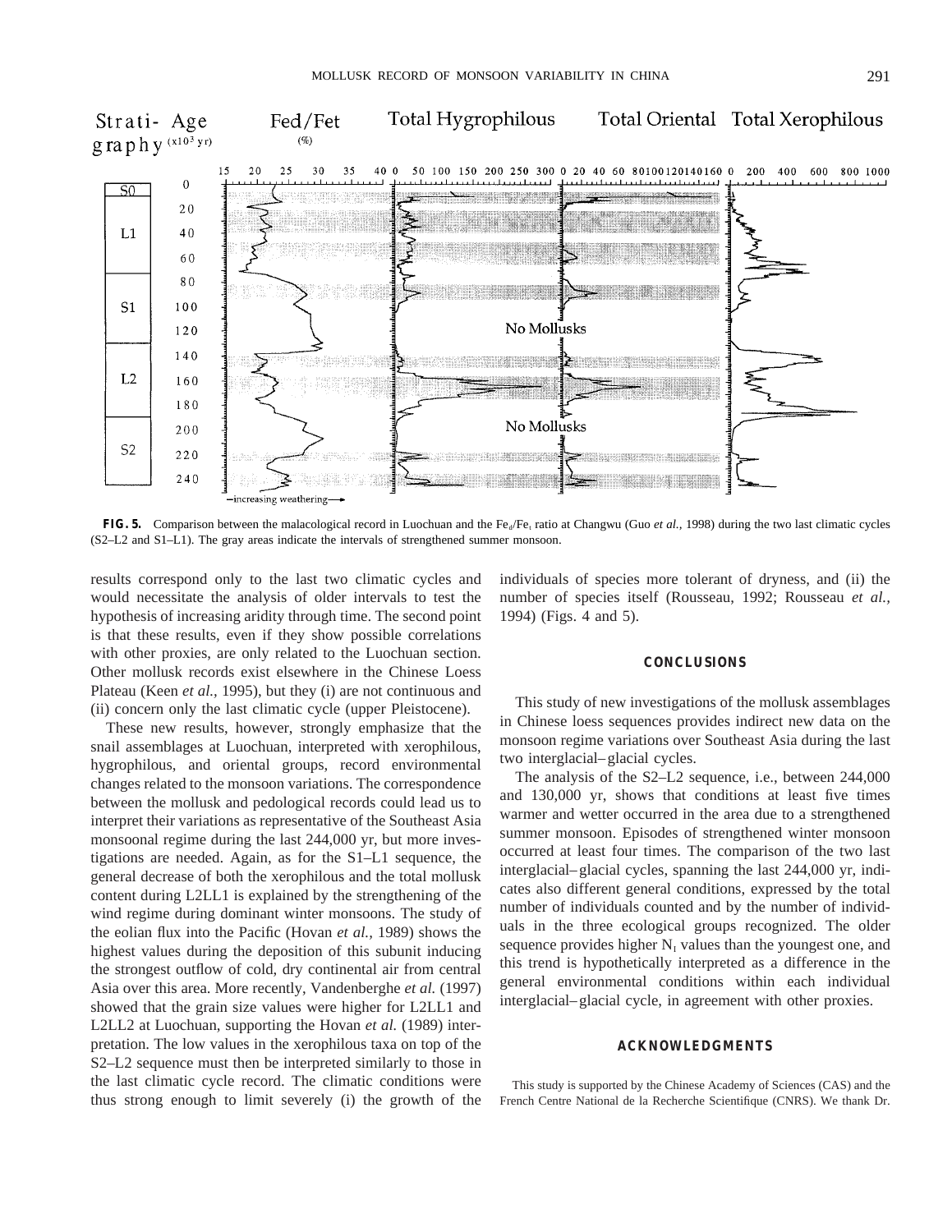**FIG. 5.** Comparison between the malacological record in Luochuan and the $Fe_d/Fe_t$ ratio at Changwu (Guo *et al.,* 1998) during the two last climatic cycles (S2–L2 and S1–L1). The gray areas indicate the intervals of strengthened summer monsoon.

results correspond only to the last two climatic cycles and would necessitate the analysis of older intervals to test the hypothesis of increasing aridity through time. The second point is that these results, even if they show possible correlations with other proxies, are only related to the Luochuan section. Other mollusk records exist elsewhere in the Chinese Loess Plateau (Keen *et al.,* 1995), but they (i) are not continuous and (ii) concern only the last climatic cycle (upper Pleistocene).

These new results, however, strongly emphasize that the snail assemblages at Luochuan, interpreted with xerophilous, hygrophilous, and oriental groups, record environmental changes related to the monsoon variations. The correspondence between the mollusk and pedological records could lead us to interpret their variations as representative of the Southeast Asia monsoonal regime during the last 244,000 yr, but more investigations are needed. Again, as for the S1–L1 sequence, the general decrease of both the xerophilous and the total mollusk content during L2LL1 is explained by the strengthening of the wind regime during dominant winter monsoons. The study of the eolian flux into the Pacific (Hovan *et al.,* 1989) shows the highest values during the deposition of this subunit inducing the strongest outflow of cold, dry continental air from central Asia over this area. More recently, Vandenberghe *et al.* (1997) showed that the grain size values were higher for L2LL1 and L2LL2 at Luochuan, supporting the Hovan *et al.* (1989) interpretation. The low values in the xerophilous taxa on top of the S2–L2 sequence must then be interpreted similarly to those in the last climatic cycle record. The climatic conditions were thus strong enough to limit severely (i) the growth of the individuals of species more tolerant of dryness, and (ii) the number of species itself (Rousseau, 1992; Rousseau *et al.,* 1994) (Figs. 4 and 5).

## CONCLUSIONS

This study of new investigations of the mollusk assemblages in Chinese loess sequences provides indirect new data on the monsoon regime variations over Southeast Asia during the last two interglacial–glacial cycles.

The analysis of the S2–L2 sequence, i.e., between 244,000 and 130,000 yr, shows that conditions at least five times warmer and wetter occurred in the area due to a strengthened summer monsoon. Episodes of strengthened winter monsoon occurred at least four times. The comparison of the two last interglacial–glacial cycles, spanning the last 244,000 yr, indicates also different general conditions, expressed by the total number of individuals counted and by the number of individuals in the three ecological groups recognized. The older sequence provides higher $N_I$ values than the youngest one, and this trend is hypothetically interpreted as a difference in the general environmental conditions within each individual interglacial–glacial cycle, in agreement with other proxies.

## ACKNOWLEDGMENTS

This study is supported by the Chinese Academy of Sciences (CAS) and the French Centre National de la Recherche Scientifique (CNRS). We thank Dr.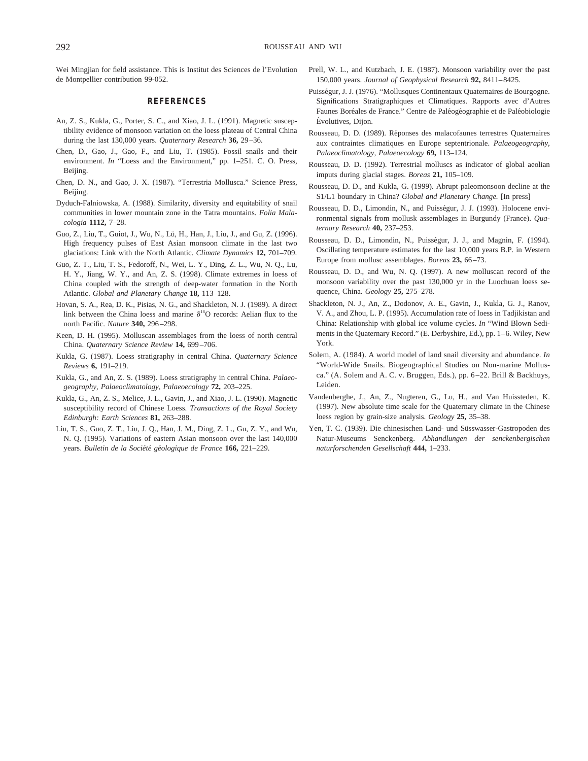Wei Mingjian for field assistance. This is Institut des Sciences de l'Evolution de Montpellier contribution 99-052.

## REFERENCES

An, Z. S., Kukla, G., Porter, S. C., and Xiao, J. L. (1991). Magnetic susceptibility evidence of monsoon variation on the loess plateau of Central China during the last 130,000 years. *Quaternary Research* **36,** 29–36.

Chen, D., Gao, J., Gao, F., and Liu, T. (1985). Fossil snails and their environment. *In* "Loess and the Environment," pp. 1–251. C. O. Press, Beijing.

Chen, D. N., and Gao, J. X. (1987). "Terrestria Mollusca." Science Press, Beijing.

Dyduch-Falniowska, A. (1988). Similarity, diversity and equitability of snail communities in lower mountain zone in the Tatra mountains. *Folia Malacologia* **1112,** 7–28.

Guo, Z., Liu, T., Guiot, J., Wu, N., Lü, H., Han, J., Liu, J., and Gu, Z. (1996). High frequency pulses of East Asian monsoon climate in the last two glaciations: Link with the North Atlantic. *Climate Dynamics* **12,** 701–709.

Guo, Z. T., Liu, T. S., Fedoroff, N., Wei, L. Y., Ding, Z. L., Wu, N. Q., Lu, H. Y., Jiang, W. Y., and An, Z. S. (1998). Climate extremes in loess of China coupled with the strength of deep-water formation in the North Atlantic. *Global and Planetary Change* **18,** 113–128.

Hovan, S. A., Rea, D. K., Pisias, N. G., and Shackleton, N. J. (1989). A direct link between the China loess and marine $\delta^{18}$O records: Aelian flux to the north Pacific. *Nature* **340,** 296–298.

Keen, D. H. (1995). Molluscan assemblages from the loess of north central China. *Quaternary Science Review* **14,** 699–706.

Kukla, G. (1987). Loess stratigraphy in central China. *Quaternary Science Reviews* **6,** 191–219.

Kukla, G., and An, Z. S. (1989). Loess stratigraphy in central China. *Palaeogeography, Palaeoclimatology, Palaeoecology* **72,** 203–225.

Kukla, G., An, Z. S., Melice, J. L., Gavin, J., and Xiao, J. L. (1990). Magnetic susceptibility record of Chinese Loess. *Transactions of the Royal Society Edinburgh: Earth Sciences* **81,** 263–288.

Liu, T. S., Guo, Z. T., Liu, J. Q., Han, J. M., Ding, Z. L., Gu, Z. Y., and Wu, N. Q. (1995). Variations of eastern Asian monsoon over the last 140,000 years. *Bulletin de la Société géologique de France* **166,** 221–229.

Prell, W. L., and Kutzbach, J. E. (1987). Monsoon variability over the past 150,000 years. *Journal of Geophysical Research* **92,** 8411–8425.

Puisségur, J. J. (1976). "Mollusques Continentaux Quaternaires de Bourgogne. Significations Stratigraphiques et Climatiques. Rapports avec d'Autres Faunes Boréales de France." Centre de Paléogéographie et de Paléobiologie Évolutives, Dijon.

Rousseau, D. D. (1989). Réponses des malacofaunes terrestres Quaternaires aux contraintes climatiques en Europe septentrionale. *Palaeogeography, Palaeoclimatology, Palaeoecology* **69,** 113–124.

Rousseau, D. D. (1992). Terrestrial molluscs as indicator of global aeolian imputs during glacial stages. *Boreas* **21,** 105–109.

Rousseau, D. D., and Kukla, G. (1999). Abrupt paleomonsoon decline at the S1/L1 boundary in China? *Global and Planetary Change.* [In press]

Rousseau, D. D., Limondin, N., and Puisségur, J. J. (1993). Holocene environmental signals from mollusk assemblages in Burgundy (France). *Quaternary Research* **40,** 237–253.

Rousseau, D. D., Limondin, N., Puisségur, J. J., and Magnin, F. (1994). Oscillating temperature estimates for the last 10,000 years B.P. in Western Europe from mollusc assemblages. *Boreas* **23,** 66–73.

Rousseau, D. D., and Wu, N. Q. (1997). A new molluscan record of the monsoon variability over the past 130,000 yr in the Luochuan loess sequence, China. *Geology* **25,** 275–278.

Shackleton, N. J., An, Z., Dodonov, A. E., Gavin, J., Kukla, G. J., Ranov, V. A., and Zhou, L. P. (1995). Accumulation rate of loess in Tadjikistan and China: Relationship with global ice volume cycles. *In* "Wind Blown Sediments in the Quaternary Record." (E. Derbyshire, Ed.), pp. 1–6. Wiley, New York.

Solem, A. (1984). A world model of land snail diversity and abundance. *In* "World-Wide Snails. Biogeographical Studies on Non-marine Mollusca." (A. Solem and A. C. v. Bruggen, Eds.), pp. 6–22. Brill & Backhuys, Leiden.

Vandenberghe, J., An, Z., Nugteren, G., Lu, H., and Van Huissteden, K. (1997). New absolute time scale for the Quaternary climate in the Chinese loess region by grain-size analysis. *Geology* **25,** 35–38.

Yen, T. C. (1939). Die chinesischen Land- und Süsswasser-Gastropoden des Natur-Museums Senckenberg. *Abhandlungen der senckenbergischen naturforschenden Gesellschaft* **444,** 1–233.